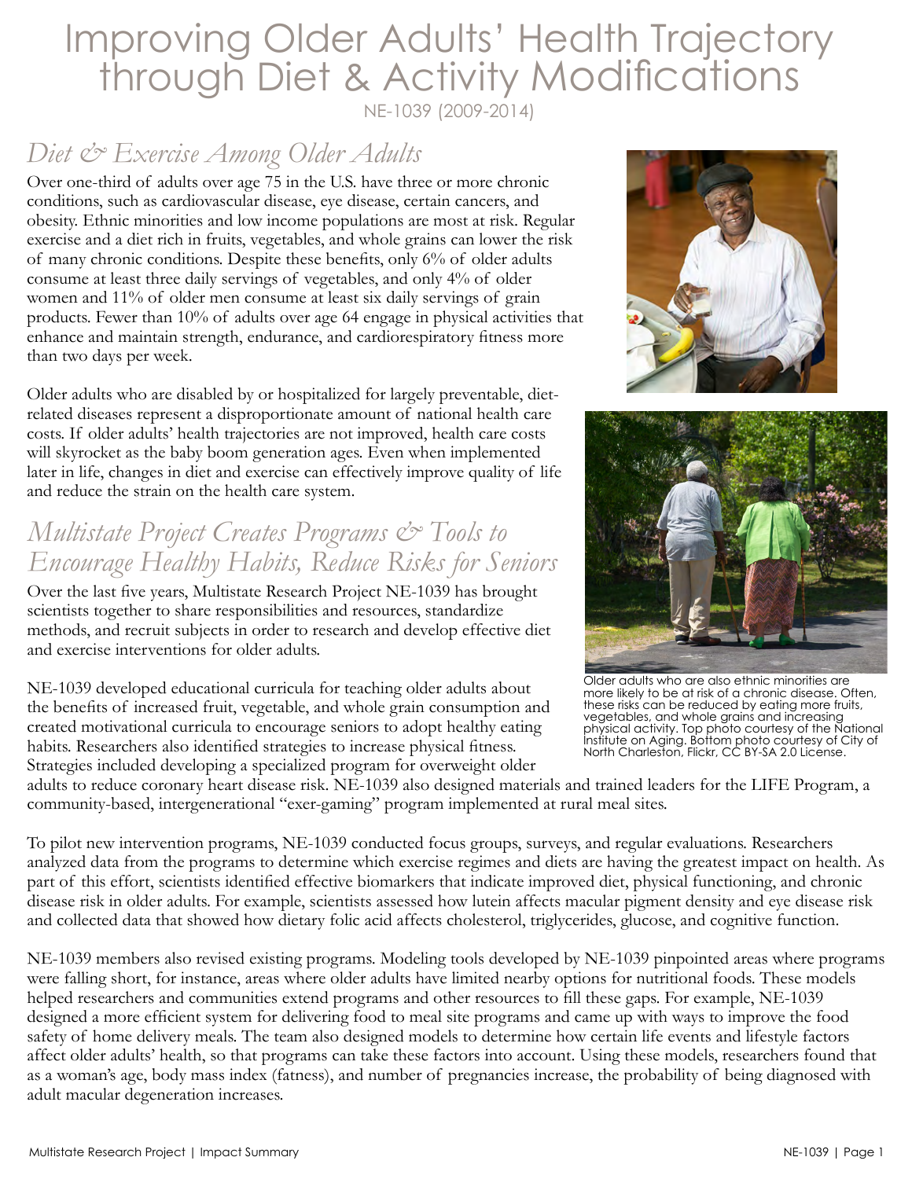# Improving Older Adults' Health Trajectory through Diet & Activity Modifications

NE-1039 (2009-2014)

## *Diet & Exercise Among Older Adults*

Over one-third of adults over age 75 in the U.S. have three or more chronic conditions, such as cardiovascular disease, eye disease, certain cancers, and obesity. Ethnic minorities and low income populations are most at risk. Regular exercise and a diet rich in fruits, vegetables, and whole grains can lower the risk of many chronic conditions. Despite these benefits, only 6% of older adults consume at least three daily servings of vegetables, and only 4% of older women and 11% of older men consume at least six daily servings of grain products. Fewer than 10% of adults over age 64 engage in physical activities that enhance and maintain strength, endurance, and cardiorespiratory fitness more than two days per week.

Older adults who are disabled by or hospitalized for largely preventable, diet-related diseases represent a disproportionate amount of national health care costs. If older adults' health trajectories are not improved, health care costs will skyrocket as the baby boom generation ages. Even when implemented later in life, changes in diet and exercise can effectively improve quality of life and reduce the strain on the health care system.

## *Multistate Project Creates Programs & Tools to Encourage Healthy Habits, Reduce Risks for Seniors*

Over the last five years, Multistate Research Project NE-1039 has brought scientists together to share responsibilities and resources, standardize methods, and recruit subjects in order to research and develop effective diet and exercise interventions for older adults.

NE-1039 developed educational curricula for teaching older adults about the benefits of increased fruit, vegetable, and whole grain consumption and created motivational curricula to encourage seniors to adopt healthy eating habits. Researchers also identified strategies to increase physical fitness. Strategies included developing a specialized program for overweight older adults to reduce coronary heart disease risk. NE-1039 also designed materials and trained leaders for the LIFE Program, a community-based, intergenerational "exer-gaming" program implemented at rural meal sites.

Older adults who are also ethnic minorities are more likely to be at risk of a chronic disease. Often, these risks can be reduced by eating more fruits, vegetables, and whole grains and increasing physical activity. Top photo courtesy of the National Institute on Aging. Bottom photo courtesy of City of North Charleston, Flickr, CC BY-SA 2.0 License.

To pilot new intervention programs, NE-1039 conducted focus groups, surveys, and regular evaluations. Researchers analyzed data from the programs to determine which exercise regimes and diets are having the greatest impact on health. As part of this effort, scientists identified effective biomarkers that indicate improved diet, physical functioning, and chronic disease risk in older adults. For example, scientists assessed how lutein affects macular pigment density and eye disease risk and collected data that showed how dietary folic acid affects cholesterol, triglycerides, glucose, and cognitive function.

NE-1039 members also revised existing programs. Modeling tools developed by NE-1039 pinpointed areas where programs were falling short, for instance, areas where older adults have limited nearby options for nutritional foods. These models helped researchers and communities extend programs and other resources to fill these gaps. For example, NE-1039 designed a more efficient system for delivering food to meal site programs and came up with ways to improve the food safety of home delivery meals. The team also designed models to determine how certain life events and lifestyle factors affect older adults' health, so that programs can take these factors into account. Using these models, researchers found that as a woman's age, body mass index (fatness), and number of pregnancies increase, the probability of being diagnosed with adult macular degeneration increases.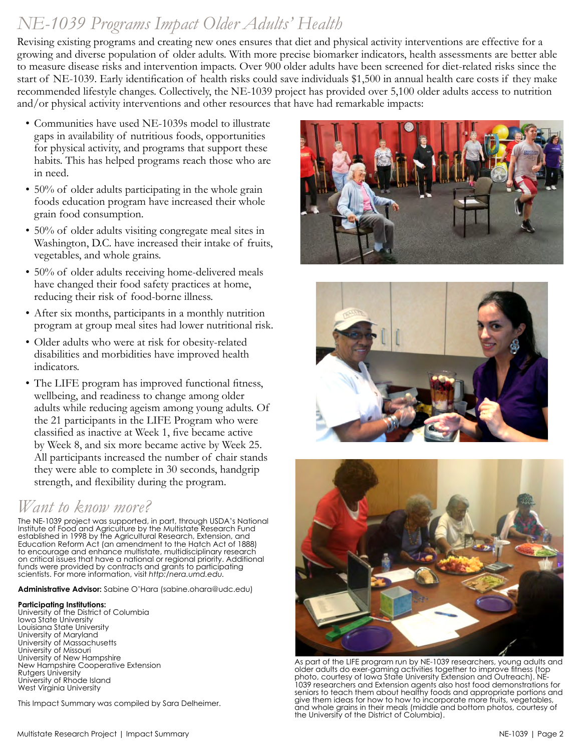# NE-1039 Programs Impact Older Adults' Health

Revising existing programs and creating new ones ensures that diet and physical activity interventions are effective for a growing and diverse population of older adults. With more precise biomarker indicators, health assessments are better able to measure disease risks and intervention impacts. Over 900 older adults have been screened for diet-related risks since the start of NE-1039. Early identification of health risks could save individuals $1,500 in annual health care costs if they make recommended lifestyle changes. Collectively, the NE-1039 project has provided over 5,100 older adults access to nutrition and/or physical activity interventions and other resources that have had remarkable impacts:

- Communities have used NE-1039s model to illustrate gaps in availability of nutritious foods, opportunities for physical activity, and programs that support these habits. This has helped programs reach those who are in need.
- 50% of older adults participating in the whole grain foods education program have increased their whole grain food consumption.
- 50% of older adults visiting congregate meal sites in Washington, D.C. have increased their intake of fruits, vegetables, and whole grains.
- 50% of older adults receiving home-delivered meals have changed their food safety practices at home, reducing their risk of food-borne illness.
- After six months, participants in a monthly nutrition program at group meal sites had lower nutritional risk.
- Older adults who were at risk for obesity-related disabilities and morbidities have improved health indicators.
- The LIFE program has improved functional fitness, wellbeing, and readiness to change among older adults while reducing ageism among young adults. Of the 21 participants in the LIFE Program who were classified as inactive at Week 1, five became active by Week 8, and six more became active by Week 25. All participants increased the number of chair stands they were able to complete in 30 seconds, handgrip strength, and flexibility during the program.

As part of the LIFE program run by NE-1039 researchers, young adults and older adults do exer-gaming activities together to improve fitness (top photo, courtesy of Iowa State University Extension and Outreach). NE-1039 researchers and Extension agents also host food demonstrations for seniors to teach them about healthy foods and appropriate portions and give them ideas for how to how to incorporate more fruits, vegetables, and whole grains in their meals (middle and bottom photos, courtesy of the University of the District of Columbia).

## Want to know more?

The NE-1039 project was supported, in part, through USDA's National Institute of Food and Agriculture by the Multistate Research Fund established in 1998 by the Agricultural Research, Extension, and Education Reform Act (an amendment to the Hatch Act of 1888) to encourage and enhance multistate, multidisciplinary research on critical issues that have a national or regional priority. Additional funds were provided by contracts and grants to participating scientists. For more information, visit *http:/nera.umd.edu.*

**Administrative Advisor:** Sabine O'Hara (sabine.ohara@udc.edu)

**Participating Institutions:**
University of the District of Columbia
Iowa State University
Louisiana State University
University of Maryland
University of Massachusetts
University of Missouri
University of New Hampshire
New Hampshire Cooperative Extension
Rutgers University
University of Rhode Island
West Virginia University

This Impact Summary was compiled by Sara Delheimer.